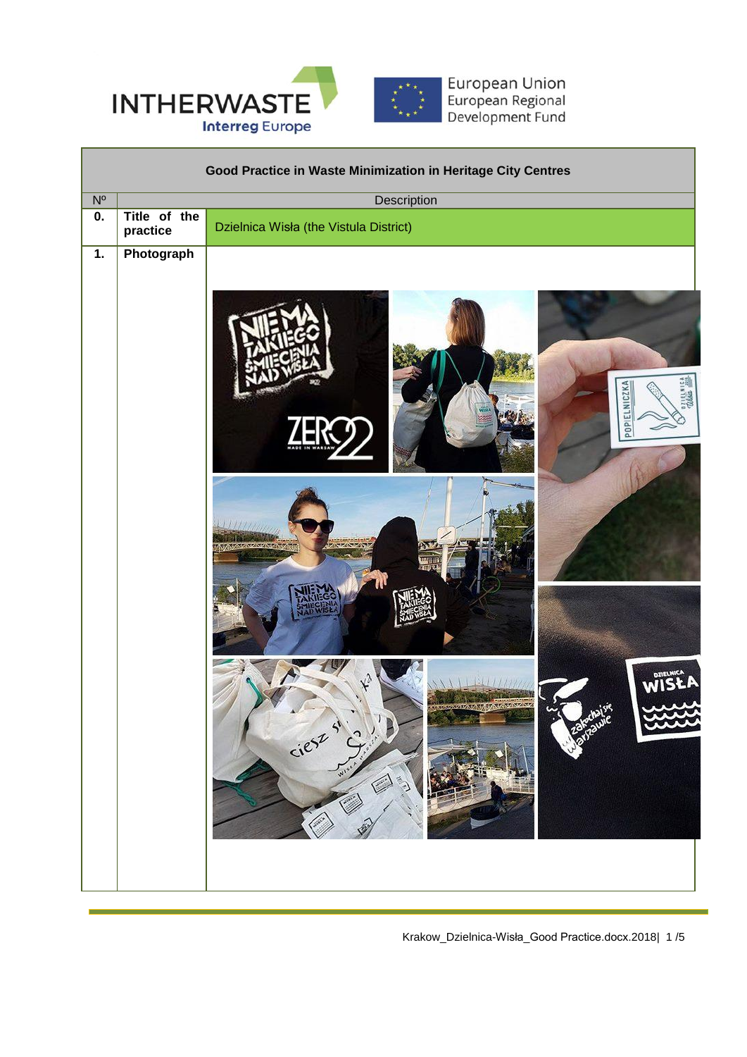INTHERWASTE
Interreg Europe

European Union
European Regional Development Fund

| Good Practice in Waste Minimization in Heritage City Centres | | |
|---|---|---|
| Nº | | Description |
| **0.** | **Title of the practice** | Dzielnica Wisła (the Vistula District) |
| **1.** | **Photograph** | |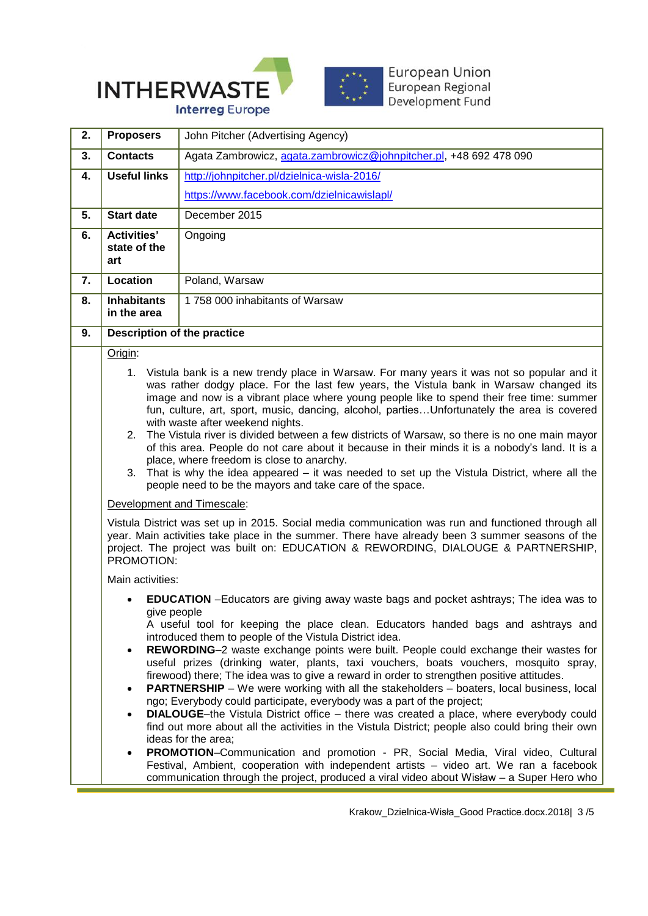| | | |
|---|---|---|
| **2.** | **Proposers** | John Pitcher (Advertising Agency) |
| **3.** | **Contacts** | Agata Zambrowicz, agata.zambrowicz@johnpitcher.pl, +48 692 478 090 |
| **4.** | **Useful links** | http://johnpitcher.pl/dzielnica-wisla-2016/ https://www.facebook.com/dzielnicawislapl/ |
| **5.** | **Start date** | December 2015 |
| **6.** | **Activities' state of the art** | Ongoing |
| **7.** | **Location** | Poland, Warsaw |
| **8.** | **Inhabitants in the area** | 1 758 000 inhabitants of Warsaw |
| **9.** | **Description of the practice** | |

Origin:

1. Vistula bank is a new trendy place in Warsaw. For many years it was not so popular and it was rather dodgy place. For the last few years, the Vistula bank in Warsaw changed its image and now is a vibrant place where young people like to spend their free time: summer fun, culture, art, sport, music, dancing, alcohol, parties…Unfortunately the area is covered with waste after weekend nights.
2. The Vistula river is divided between a few districts of Warsaw, so there is no one main mayor of this area. People do not care about it because in their minds it is a nobody's land. It is a place, where freedom is close to anarchy.
3. That is why the idea appeared – it was needed to set up the Vistula District, where all the people need to be the mayors and take care of the space.

Development and Timescale:

Vistula District was set up in 2015. Social media communication was run and functioned through all year. Main activities take place in the summer. There have already been 3 summer seasons of the project. The project was built on: EDUCATION & REWORDING, DIALOUGE & PARTNERSHIP, PROMOTION:

Main activities:

- **EDUCATION** –Educators are giving away waste bags and pocket ashtrays; The idea was to give people
  A useful tool for keeping the place clean. Educators handed bags and ashtrays and introduced them to people of the Vistula District idea.
- **REWORDING**–2 waste exchange points were built. People could exchange their wastes for useful prizes (drinking water, plants, taxi vouchers, boats vouchers, mosquito spray, firewood) there; The idea was to give a reward in order to strengthen positive attitudes.
- **PARTNERSHIP** – We were working with all the stakeholders – boaters, local business, local ngo; Everybody could participate, everybody was a part of the project;
- **DIALOUGE**–the Vistula District office – there was created a place, where everybody could find out more about all the activities in the Vistula District; people also could bring their own ideas for the area;
- **PROMOTION**–Communication and promotion - PR, Social Media, Viral video, Cultural Festival, Ambient, cooperation with independent artists – video art. We ran a facebook communication through the project, produced a viral video about Wisław – a Super Hero who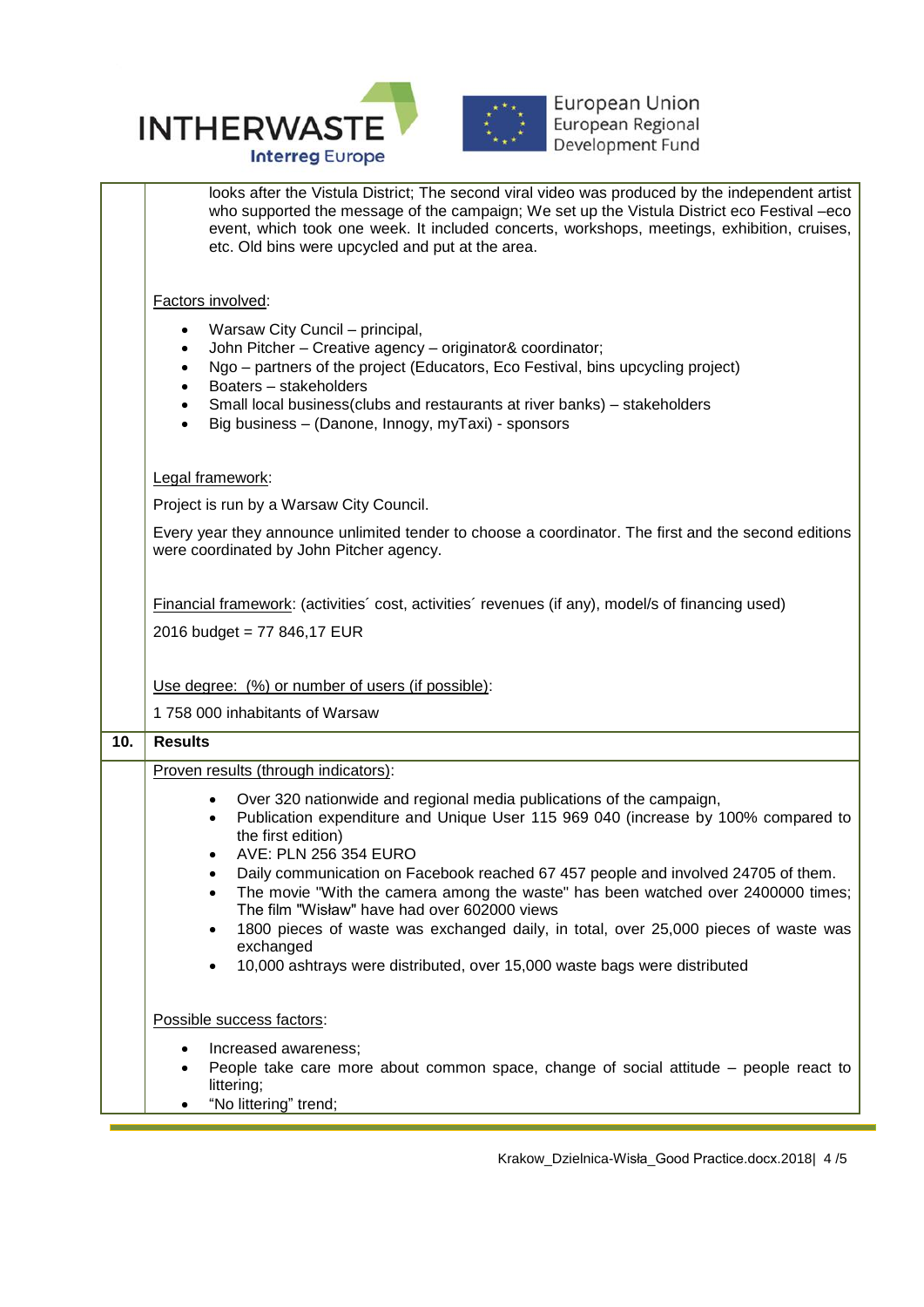looks after the Vistula District; The second viral video was produced by the independent artist who supported the message of the campaign; We set up the Vistula District eco Festival –eco event, which took one week. It included concerts, workshops, meetings, exhibition, cruises, etc. Old bins were upcycled and put at the area.

Factors involved:

- Warsaw City Cuncil – principal,
- John Pitcher – Creative agency – originator& coordinator;
- Ngo – partners of the project (Educators, Eco Festival, bins upcycling project)
- Boaters – stakeholders
- Small local business(clubs and restaurants at river banks) – stakeholders
- Big business – (Danone, Innogy, myTaxi) - sponsors

Legal framework:

Project is run by a Warsaw City Council.

Every year they announce unlimited tender to choose a coordinator. The first and the second editions were coordinated by John Pitcher agency.

Financial framework: (activities´ cost, activities´ revenues (if any), model/s of financing used)

2016 budget = 77 846,17 EUR

Use degree: (%) or number of users (if possible):

1 758 000 inhabitants of Warsaw

## 10. Results

Proven results (through indicators):

- Over 320 nationwide and regional media publications of the campaign,
- Publication expenditure and Unique User 115 969 040 (increase by 100% compared to the first edition)
- AVE: PLN 256 354 EURO
- Daily communication on Facebook reached 67 457 people and involved 24705 of them.
- The movie "With the camera among the waste" has been watched over 2400000 times; The film "Wisław" have had over 602000 views
- 1800 pieces of waste was exchanged daily, in total, over 25,000 pieces of waste was exchanged
- 10,000 ashtrays were distributed, over 15,000 waste bags were distributed

Possible success factors:

- Increased awareness;
- People take care more about common space, change of social attitude – people react to littering;
- "No littering" trend;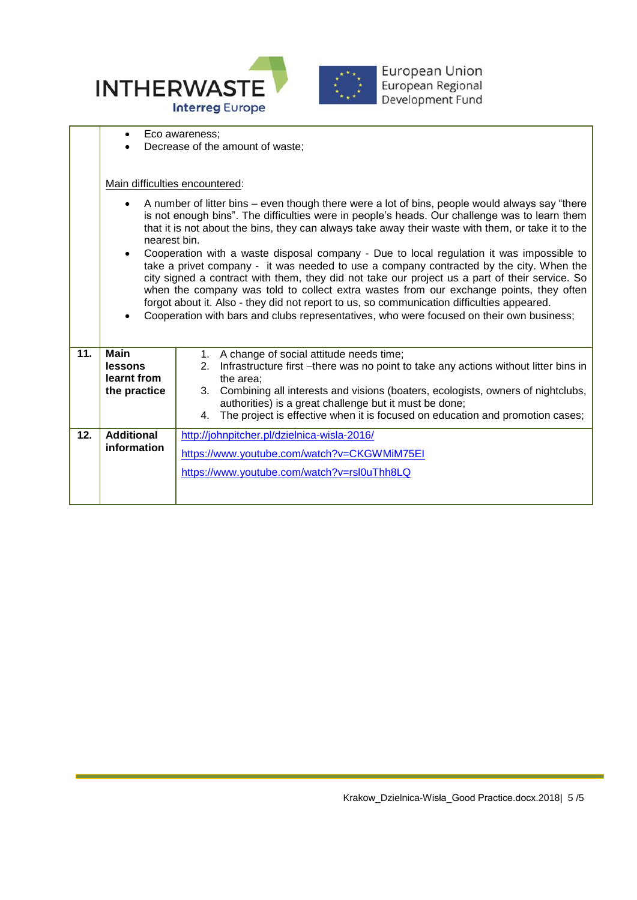| | | |
|---|---|---|
| | | <ul><li>Eco awareness;</li><li>Decrease of the amount of waste;</li></ul><br>Main difficulties encountered:<br><ul><li>A number of litter bins – even though there were a lot of bins, people would always say "there is not enough bins". The difficulties were in people's heads. Our challenge was to learn them that it is not about the bins, they can always take away their waste with them, or take it to the nearest bin.</li><li>Cooperation with a waste disposal company - Due to local regulation it was impossible to take a privet company - it was needed to use a company contracted by the city. When the city signed a contract with them, they did not take our project us a part of their service. So when the company was told to collect extra wastes from our exchange points, they often forgot about it. Also - they did not report to us, so communication difficulties appeared.</li><li>Cooperation with bars and clubs representatives, who were focused on their own business;</li></ul> |
| **11.** | **Main lessons learnt from the practice** | 1. A change of social attitude needs time;<br>2. Infrastructure first –there was no point to take any actions without litter bins in the area;<br>3. Combining all interests and visions (boaters, ecologists, owners of nightclubs, authorities) is a great challenge but it must be done;<br>4. The project is effective when it is focused on education and promotion cases; |
| **12.** | **Additional information** | http://johnpitcher.pl/dzielnica-wisla-2016/<br>https://www.youtube.com/watch?v=CKGWMiM75EI<br>https://www.youtube.com/watch?v=rsl0uThh8LQ |